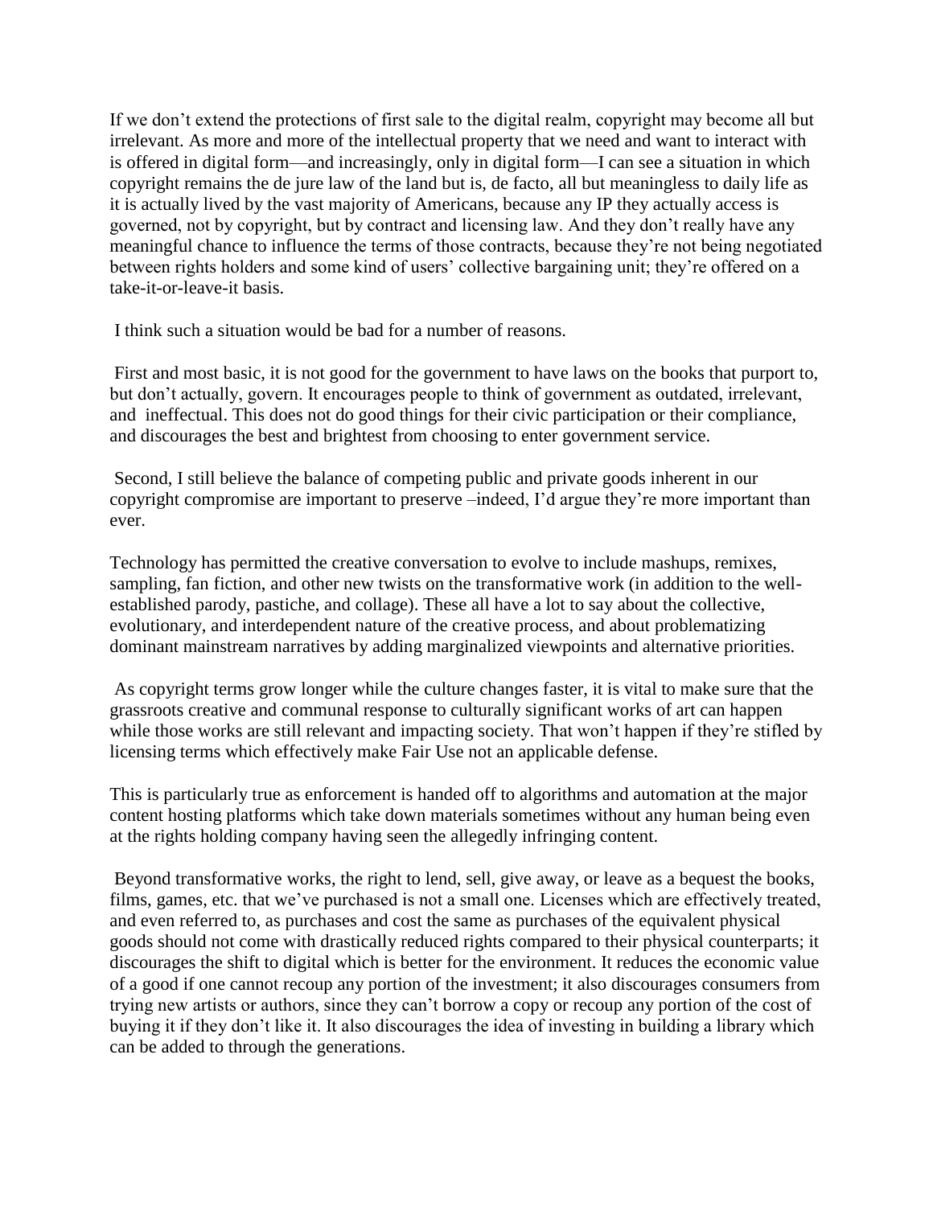If we don't extend the protections of first sale to the digital realm, copyright may become all but irrelevant. As more and more of the intellectual property that we need and want to interact with is offered in digital form—and increasingly, only in digital form—I can see a situation in which copyright remains the de jure law of the land but is, de facto, all but meaningless to daily life as it is actually lived by the vast majority of Americans, because any IP they actually access is governed, not by copyright, but by contract and licensing law. And they don't really have any meaningful chance to influence the terms of those contracts, because they're not being negotiated between rights holders and some kind of users' collective bargaining unit; they're offered on a take-it-or-leave-it basis.

I think such a situation would be bad for a number of reasons.

First and most basic, it is not good for the government to have laws on the books that purport to, but don't actually, govern. It encourages people to think of government as outdated, irrelevant, and ineffectual. This does not do good things for their civic participation or their compliance, and discourages the best and brightest from choosing to enter government service.

Second, I still believe the balance of competing public and private goods inherent in our copyright compromise are important to preserve –indeed, I'd argue they're more important than ever.

Technology has permitted the creative conversation to evolve to include mashups, remixes, sampling, fan fiction, and other new twists on the transformative work (in addition to the well-established parody, pastiche, and collage). These all have a lot to say about the collective, evolutionary, and interdependent nature of the creative process, and about problematizing dominant mainstream narratives by adding marginalized viewpoints and alternative priorities.

As copyright terms grow longer while the culture changes faster, it is vital to make sure that the grassroots creative and communal response to culturally significant works of art can happen while those works are still relevant and impacting society. That won't happen if they're stifled by licensing terms which effectively make Fair Use not an applicable defense.

This is particularly true as enforcement is handed off to algorithms and automation at the major content hosting platforms which take down materials sometimes without any human being even at the rights holding company having seen the allegedly infringing content.

Beyond transformative works, the right to lend, sell, give away, or leave as a bequest the books, films, games, etc. that we've purchased is not a small one. Licenses which are effectively treated, and even referred to, as purchases and cost the same as purchases of the equivalent physical goods should not come with drastically reduced rights compared to their physical counterparts; it discourages the shift to digital which is better for the environment. It reduces the economic value of a good if one cannot recoup any portion of the investment; it also discourages consumers from trying new artists or authors, since they can't borrow a copy or recoup any portion of the cost of buying it if they don't like it. It also discourages the idea of investing in building a library which can be added to through the generations.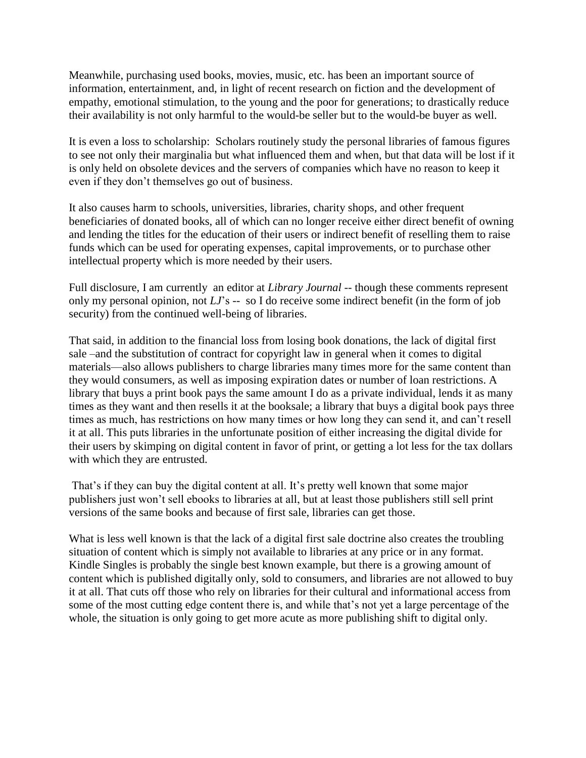Meanwhile, purchasing used books, movies, music, etc. has been an important source of information, entertainment, and, in light of recent research on fiction and the development of empathy, emotional stimulation, to the young and the poor for generations; to drastically reduce their availability is not only harmful to the would-be seller but to the would-be buyer as well.

It is even a loss to scholarship: Scholars routinely study the personal libraries of famous figures to see not only their marginalia but what influenced them and when, but that data will be lost if it is only held on obsolete devices and the servers of companies which have no reason to keep it even if they don't themselves go out of business.

It also causes harm to schools, universities, libraries, charity shops, and other frequent beneficiaries of donated books, all of which can no longer receive either direct benefit of owning and lending the titles for the education of their users or indirect benefit of reselling them to raise funds which can be used for operating expenses, capital improvements, or to purchase other intellectual property which is more needed by their users.

Full disclosure, I am currently an editor at *Library Journal* -- though these comments represent only my personal opinion, not *LJ*'s -- so I do receive some indirect benefit (in the form of job security) from the continued well-being of libraries.

That said, in addition to the financial loss from losing book donations, the lack of digital first sale –and the substitution of contract for copyright law in general when it comes to digital materials—also allows publishers to charge libraries many times more for the same content than they would consumers, as well as imposing expiration dates or number of loan restrictions. A library that buys a print book pays the same amount I do as a private individual, lends it as many times as they want and then resells it at the booksale; a library that buys a digital book pays three times as much, has restrictions on how many times or how long they can send it, and can't resell it at all. This puts libraries in the unfortunate position of either increasing the digital divide for their users by skimping on digital content in favor of print, or getting a lot less for the tax dollars with which they are entrusted.

That's if they can buy the digital content at all. It's pretty well known that some major publishers just won't sell ebooks to libraries at all, but at least those publishers still sell print versions of the same books and because of first sale, libraries can get those.

What is less well known is that the lack of a digital first sale doctrine also creates the troubling situation of content which is simply not available to libraries at any price or in any format. Kindle Singles is probably the single best known example, but there is a growing amount of content which is published digitally only, sold to consumers, and libraries are not allowed to buy it at all. That cuts off those who rely on libraries for their cultural and informational access from some of the most cutting edge content there is, and while that's not yet a large percentage of the whole, the situation is only going to get more acute as more publishing shift to digital only.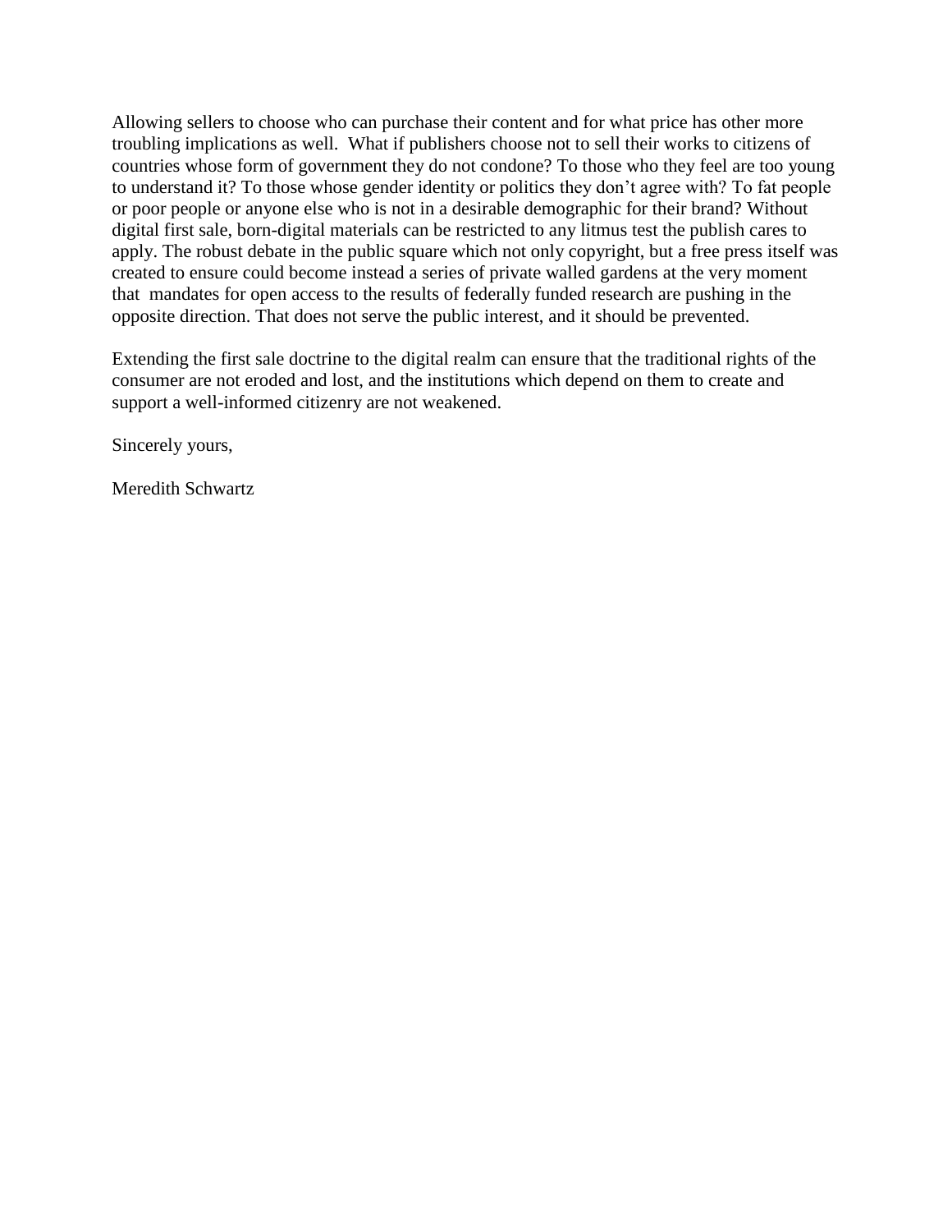Allowing sellers to choose who can purchase their content and for what price has other more troubling implications as well. What if publishers choose not to sell their works to citizens of countries whose form of government they do not condone? To those who they feel are too young to understand it? To those whose gender identity or politics they don't agree with? To fat people or poor people or anyone else who is not in a desirable demographic for their brand? Without digital first sale, born-digital materials can be restricted to any litmus test the publish cares to apply. The robust debate in the public square which not only copyright, but a free press itself was created to ensure could become instead a series of private walled gardens at the very moment that mandates for open access to the results of federally funded research are pushing in the opposite direction. That does not serve the public interest, and it should be prevented.

Extending the first sale doctrine to the digital realm can ensure that the traditional rights of the consumer are not eroded and lost, and the institutions which depend on them to create and support a well-informed citizenry are not weakened.

Sincerely yours,

Meredith Schwartz